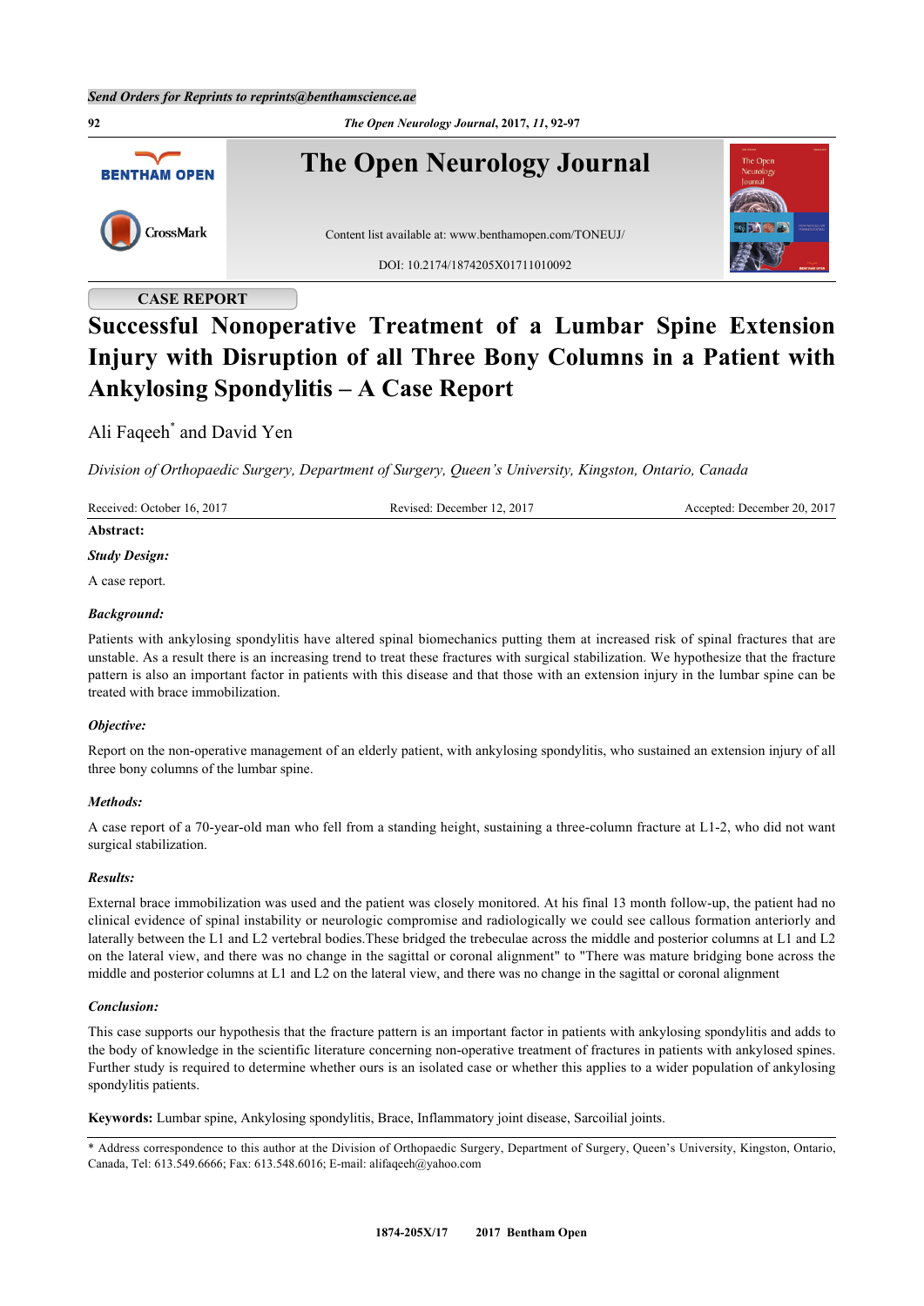CASE REPORT

# Successful Nonoperative Treatment of a Lumbar Spine Extension Injury with Disruption of all Three Bony Columns in a Patient with Ankylosing Spondylitis – A Case Report

Ali Faqeeh* and David Yen

*Division of Orthopaedic Surgery, Department of Surgery, Queen's University, Kingston, Ontario, Canada*

Received: October 16, 2017 | Revised: December 12, 2017 | Accepted: December 20, 2017

**Abstract:**

***Study Design:***

A case report.

***Background:***

Patients with ankylosing spondylitis have altered spinal biomechanics putting them at increased risk of spinal fractures that are unstable. As a result there is an increasing trend to treat these fractures with surgical stabilization. We hypothesize that the fracture pattern is also an important factor in patients with this disease and that those with an extension injury in the lumbar spine can be treated with brace immobilization.

***Objective:***

Report on the non-operative management of an elderly patient, with ankylosing spondylitis, who sustained an extension injury of all three bony columns of the lumbar spine.

***Methods:***

A case report of a 70-year-old man who fell from a standing height, sustaining a three-column fracture at L1-2, who did not want surgical stabilization.

***Results:***

External brace immobilization was used and the patient was closely monitored. At his final 13 month follow-up, the patient had no clinical evidence of spinal instability or neurologic compromise and radiologically we could see callous formation anteriorly and laterally between the L1 and L2 vertebral bodies.These bridged the trebeculae across the middle and posterior columns at L1 and L2 on the lateral view, and there was no change in the sagittal or coronal alignment" to "There was mature bridging bone across the middle and posterior columns at L1 and L2 on the lateral view, and there was no change in the sagittal or coronal alignment

***Conclusion:***

This case supports our hypothesis that the fracture pattern is an important factor in patients with ankylosing spondylitis and adds to the body of knowledge in the scientific literature concerning non-operative treatment of fractures in patients with ankylosed spines. Further study is required to determine whether ours is an isolated case or whether this applies to a wider population of ankylosing spondylitis patients.

**Keywords:** Lumbar spine, Ankylosing spondylitis, Brace, Inflammatory joint disease, Sarcoilial joints.

* Address correspondence to this author at the Division of Orthopaedic Surgery, Department of Surgery, Queen's University, Kingston, Ontario, Canada, Tel: 613.549.6666; Fax: 613.548.6016; E-mail: alifaqeeh@yahoo.com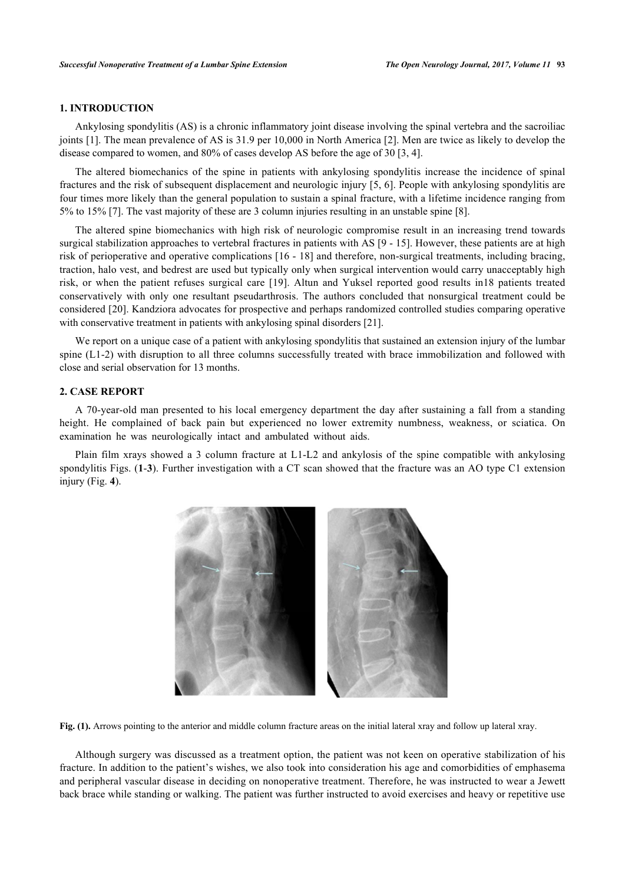## 1. INTRODUCTION

Ankylosing spondylitis (AS) is a chronic inflammatory joint disease involving the spinal vertebra and the sacroiliac joints [1]. The mean prevalence of AS is 31.9 per 10,000 in North America [2]. Men are twice as likely to develop the disease compared to women, and 80% of cases develop AS before the age of 30 [3, 4].

The altered biomechanics of the spine in patients with ankylosing spondylitis increase the incidence of spinal fractures and the risk of subsequent displacement and neurologic injury [5, 6]. People with ankylosing spondylitis are four times more likely than the general population to sustain a spinal fracture, with a lifetime incidence ranging from 5% to 15% [7]. The vast majority of these are 3 column injuries resulting in an unstable spine [8].

The altered spine biomechanics with high risk of neurologic compromise result in an increasing trend towards surgical stabilization approaches to vertebral fractures in patients with AS [9 - 15]. However, these patients are at high risk of perioperative and operative complications [16 - 18] and therefore, non-surgical treatments, including bracing, traction, halo vest, and bedrest are used but typically only when surgical intervention would carry unacceptably high risk, or when the patient refuses surgical care [19]. Altun and Yuksel reported good results in18 patients treated conservatively with only one resultant pseudarthrosis. The authors concluded that nonsurgical treatment could be considered [20]. Kandziora advocates for prospective and perhaps randomized controlled studies comparing operative with conservative treatment in patients with ankylosing spinal disorders [21].

We report on a unique case of a patient with ankylosing spondylitis that sustained an extension injury of the lumbar spine (L1-2) with disruption to all three columns successfully treated with brace immobilization and followed with close and serial observation for 13 months.

## 2. CASE REPORT

A 70-year-old man presented to his local emergency department the day after sustaining a fall from a standing height. He complained of back pain but experienced no lower extremity numbness, weakness, or sciatica. On examination he was neurologically intact and ambulated without aids.

Plain film xrays showed a 3 column fracture at L1-L2 and ankylosis of the spine compatible with ankylosing spondylitis Figs. (**1**-**3**). Further investigation with a CT scan showed that the fracture was an AO type C1 extension injury (Fig. **4**).

**Fig. (1).** Arrows pointing to the anterior and middle column fracture areas on the initial lateral xray and follow up lateral xray.

Although surgery was discussed as a treatment option, the patient was not keen on operative stabilization of his fracture. In addition to the patient's wishes, we also took into consideration his age and comorbidities of emphasema and peripheral vascular disease in deciding on nonoperative treatment. Therefore, he was instructed to wear a Jewett back brace while standing or walking. The patient was further instructed to avoid exercises and heavy or repetitive use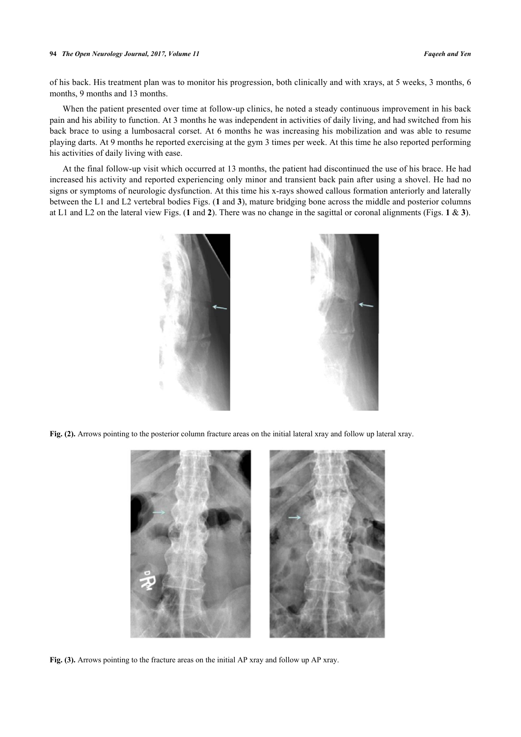of his back. His treatment plan was to monitor his progression, both clinically and with xrays, at 5 weeks, 3 months, 6 months, 9 months and 13 months.

When the patient presented over time at follow-up clinics, he noted a steady continuous improvement in his back pain and his ability to function. At 3 months he was independent in activities of daily living, and had switched from his back brace to using a lumbosacral corset. At 6 months he was increasing his mobilization and was able to resume playing darts. At 9 months he reported exercising at the gym 3 times per week. At this time he also reported performing his activities of daily living with ease.

At the final follow-up visit which occurred at 13 months, the patient had discontinued the use of his brace. He had increased his activity and reported experiencing only minor and transient back pain after using a shovel. He had no signs or symptoms of neurologic dysfunction. At this time his x-rays showed callous formation anteriorly and laterally between the L1 and L2 vertebral bodies Figs. (**1** and **3**), mature bridging bone across the middle and posterior columns at L1 and L2 on the lateral view Figs. (**1** and **2**). There was no change in the sagittal or coronal alignments (Figs. **1** & **3**).

**Fig. (2).** Arrows pointing to the posterior column fracture areas on the initial lateral xray and follow up lateral xray.

**Fig. (3).** Arrows pointing to the fracture areas on the initial AP xray and follow up AP xray.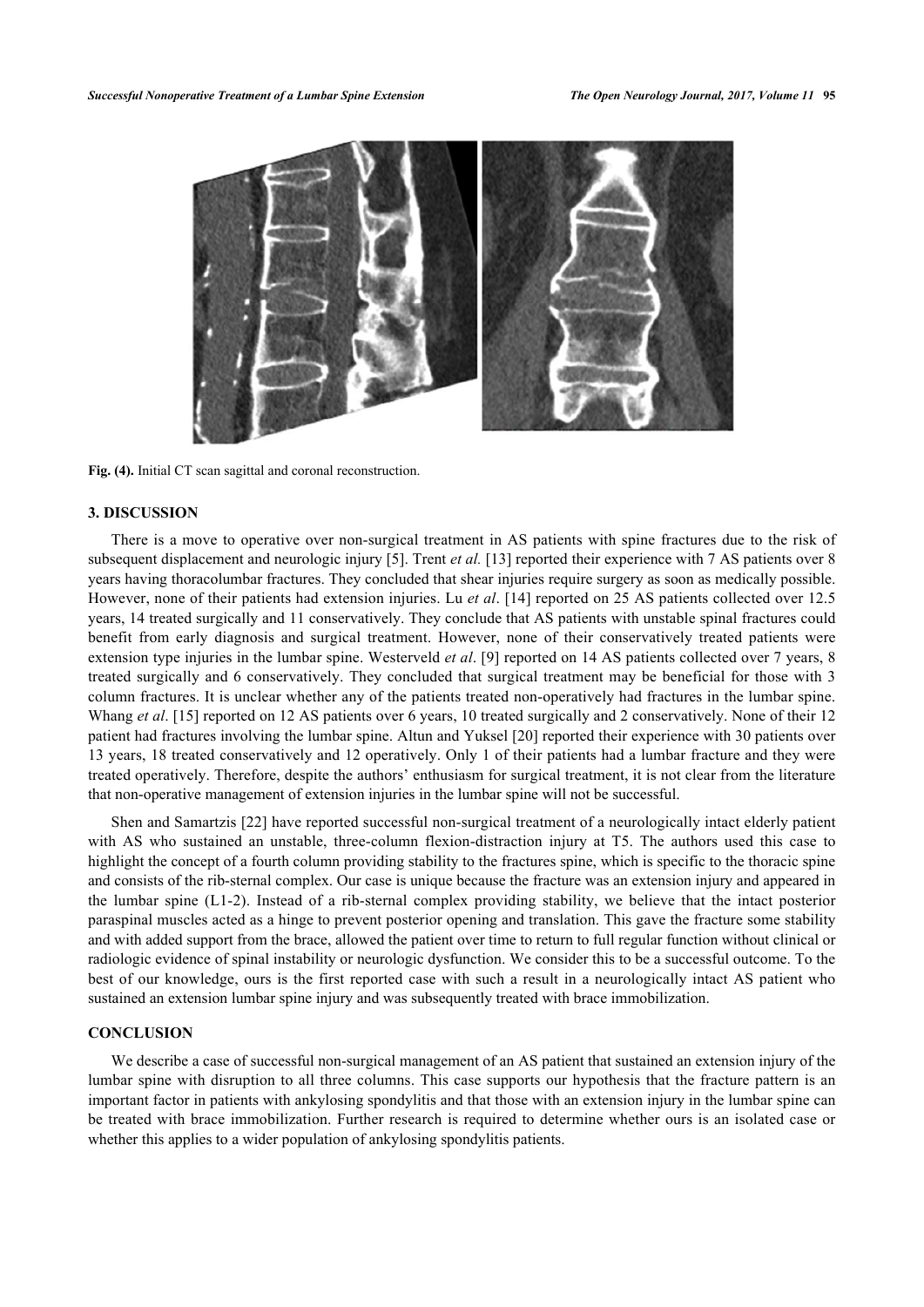Fig. (4). Initial CT scan sagittal and coronal reconstruction.

## 3. DISCUSSION

There is a move to operative over non-surgical treatment in AS patients with spine fractures due to the risk of subsequent displacement and neurologic injury [5]. Trent *et al.* [13] reported their experience with 7 AS patients over 8 years having thoracolumbar fractures. They concluded that shear injuries require surgery as soon as medically possible. However, none of their patients had extension injuries. Lu *et al*. [14] reported on 25 AS patients collected over 12.5 years, 14 treated surgically and 11 conservatively. They conclude that AS patients with unstable spinal fractures could benefit from early diagnosis and surgical treatment. However, none of their conservatively treated patients were extension type injuries in the lumbar spine. Westerveld *et al*. [9] reported on 14 AS patients collected over 7 years, 8 treated surgically and 6 conservatively. They concluded that surgical treatment may be beneficial for those with 3 column fractures. It is unclear whether any of the patients treated non-operatively had fractures in the lumbar spine. Whang *et al*. [15] reported on 12 AS patients over 6 years, 10 treated surgically and 2 conservatively. None of their 12 patient had fractures involving the lumbar spine. Altun and Yuksel [20] reported their experience with 30 patients over 13 years, 18 treated conservatively and 12 operatively. Only 1 of their patients had a lumbar fracture and they were treated operatively. Therefore, despite the authors' enthusiasm for surgical treatment, it is not clear from the literature that non-operative management of extension injuries in the lumbar spine will not be successful.

Shen and Samartzis [22] have reported successful non-surgical treatment of a neurologically intact elderly patient with AS who sustained an unstable, three-column flexion-distraction injury at T5. The authors used this case to highlight the concept of a fourth column providing stability to the fractures spine, which is specific to the thoracic spine and consists of the rib-sternal complex. Our case is unique because the fracture was an extension injury and appeared in the lumbar spine (L1-2). Instead of a rib-sternal complex providing stability, we believe that the intact posterior paraspinal muscles acted as a hinge to prevent posterior opening and translation. This gave the fracture some stability and with added support from the brace, allowed the patient over time to return to full regular function without clinical or radiologic evidence of spinal instability or neurologic dysfunction. We consider this to be a successful outcome. To the best of our knowledge, ours is the first reported case with such a result in a neurologically intact AS patient who sustained an extension lumbar spine injury and was subsequently treated with brace immobilization.

## CONCLUSION

We describe a case of successful non-surgical management of an AS patient that sustained an extension injury of the lumbar spine with disruption to all three columns. This case supports our hypothesis that the fracture pattern is an important factor in patients with ankylosing spondylitis and that those with an extension injury in the lumbar spine can be treated with brace immobilization. Further research is required to determine whether ours is an isolated case or whether this applies to a wider population of ankylosing spondylitis patients.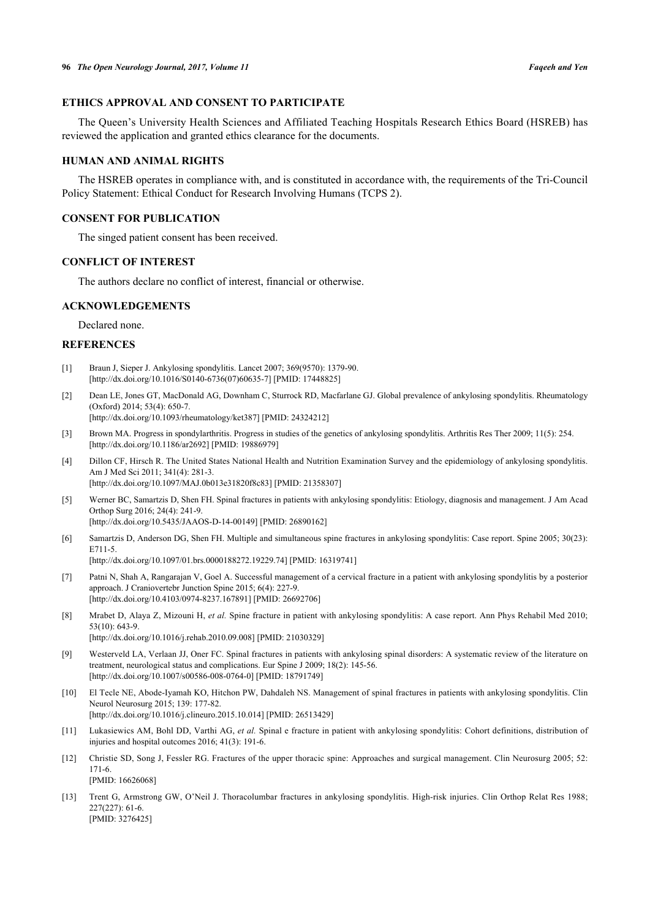## ETHICS APPROVAL AND CONSENT TO PARTICIPATE

The Queen's University Health Sciences and Affiliated Teaching Hospitals Research Ethics Board (HSREB) has reviewed the application and granted ethics clearance for the documents.

## HUMAN AND ANIMAL RIGHTS

The HSREB operates in compliance with, and is constituted in accordance with, the requirements of the Tri-Council Policy Statement: Ethical Conduct for Research Involving Humans (TCPS 2).

## CONSENT FOR PUBLICATION

The singed patient consent has been received.

## CONFLICT OF INTEREST

The authors declare no conflict of interest, financial or otherwise.

## ACKNOWLEDGEMENTS

Declared none.

## REFERENCES

[1] Braun J, Sieper J. Ankylosing spondylitis. Lancet 2007; 369(9570): 1379-90. [http://dx.doi.org/10.1016/S0140-6736(07)60635-7] [PMID: 17448825]

[2] Dean LE, Jones GT, MacDonald AG, Downham C, Sturrock RD, Macfarlane GJ. Global prevalence of ankylosing spondylitis. Rheumatology (Oxford) 2014; 53(4): 650-7. [http://dx.doi.org/10.1093/rheumatology/ket387] [PMID: 24324212]

[3] Brown MA. Progress in spondylarthritis. Progress in studies of the genetics of ankylosing spondylitis. Arthritis Res Ther 2009; 11(5): 254. [http://dx.doi.org/10.1186/ar2692] [PMID: 19886979]

[4] Dillon CF, Hirsch R. The United States National Health and Nutrition Examination Survey and the epidemiology of ankylosing spondylitis. Am J Med Sci 2011; 341(4): 281-3. [http://dx.doi.org/10.1097/MAJ.0b013e31820f8c83] [PMID: 21358307]

[5] Werner BC, Samartzis D, Shen FH. Spinal fractures in patients with ankylosing spondylitis: Etiology, diagnosis and management. J Am Acad Orthop Surg 2016; 24(4): 241-9. [http://dx.doi.org/10.5435/JAAOS-D-14-00149] [PMID: 26890162]

[6] Samartzis D, Anderson DG, Shen FH. Multiple and simultaneous spine fractures in ankylosing spondylitis: Case report. Spine 2005; 30(23): E711-5. [http://dx.doi.org/10.1097/01.brs.0000188272.19229.74] [PMID: 16319741]

[7] Patni N, Shah A, Rangarajan V, Goel A. Successful management of a cervical fracture in a patient with ankylosing spondylitis by a posterior approach. J Craniovertebr Junction Spine 2015; 6(4): 227-9. [http://dx.doi.org/10.4103/0974-8237.167891] [PMID: 26692706]

[8] Mrabet D, Alaya Z, Mizouni H, *et al.* Spine fracture in patient with ankylosing spondylitis: A case report. Ann Phys Rehabil Med 2010; 53(10): 643-9. [http://dx.doi.org/10.1016/j.rehab.2010.09.008] [PMID: 21030329]

[9] Westerveld LA, Verlaan JJ, Oner FC. Spinal fractures in patients with ankylosing spinal disorders: A systematic review of the literature on treatment, neurological status and complications. Eur Spine J 2009; 18(2): 145-56. [http://dx.doi.org/10.1007/s00586-008-0764-0] [PMID: 18791749]

[10] El Tecle NE, Abode-Iyamah KO, Hitchon PW, Dahdaleh NS. Management of spinal fractures in patients with ankylosing spondylitis. Clin Neurol Neurosurg 2015; 139: 177-82. [http://dx.doi.org/10.1016/j.clineuro.2015.10.014] [PMID: 26513429]

[11] Lukasiewics AM, Bohl DD, Varthi AG, *et al.* Spinal e fracture in patient with ankylosing spondylitis: Cohort definitions, distribution of injuries and hospital outcomes 2016; 41(3): 191-6.

[12] Christie SD, Song J, Fessler RG. Fractures of the upper thoracic spine: Approaches and surgical management. Clin Neurosurg 2005; 52: 171-6. [PMID: 16626068]

[13] Trent G, Armstrong GW, O'Neil J. Thoracolumbar fractures in ankylosing spondylitis. High-risk injuries. Clin Orthop Relat Res 1988; 227(227): 61-6. [PMID: 3276425]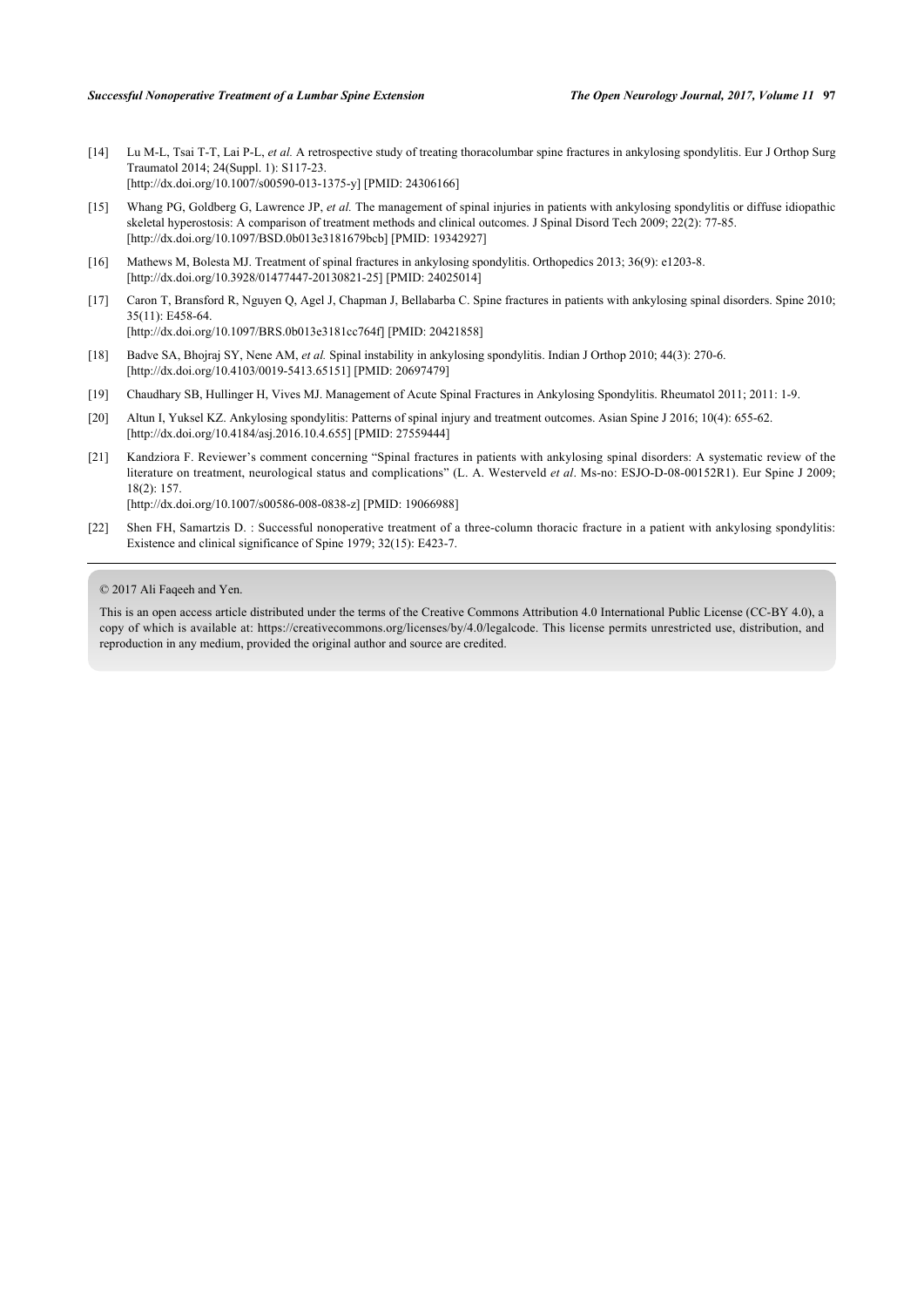[14] Lu M-L, Tsai T-T, Lai P-L, *et al.* A retrospective study of treating thoracolumbar spine fractures in ankylosing spondylitis. Eur J Orthop Surg Traumatol 2014; 24(Suppl. 1): S117-23.
[http://dx.doi.org/10.1007/s00590-013-1375-y] [PMID: 24306166]

[15] Whang PG, Goldberg G, Lawrence JP, *et al.* The management of spinal injuries in patients with ankylosing spondylitis or diffuse idiopathic skeletal hyperostosis: A comparison of treatment methods and clinical outcomes. J Spinal Disord Tech 2009; 22(2): 77-85.
[http://dx.doi.org/10.1097/BSD.0b013e3181679bcb] [PMID: 19342927]

[16] Mathews M, Bolesta MJ. Treatment of spinal fractures in ankylosing spondylitis. Orthopedics 2013; 36(9): e1203-8.
[http://dx.doi.org/10.3928/01477447-20130821-25] [PMID: 24025014]

[17] Caron T, Bransford R, Nguyen Q, Agel J, Chapman J, Bellabarba C. Spine fractures in patients with ankylosing spinal disorders. Spine 2010; 35(11): E458-64.
[http://dx.doi.org/10.1097/BRS.0b013e3181cc764f] [PMID: 20421858]

[18] Badve SA, Bhojraj SY, Nene AM, *et al.* Spinal instability in ankylosing spondylitis. Indian J Orthop 2010; 44(3): 270-6.
[http://dx.doi.org/10.4103/0019-5413.65151] [PMID: 20697479]

[19] Chaudhary SB, Hullinger H, Vives MJ. Management of Acute Spinal Fractures in Ankylosing Spondylitis. Rheumatol 2011; 2011: 1-9.

[20] Altun I, Yuksel KZ. Ankylosing spondylitis: Patterns of spinal injury and treatment outcomes. Asian Spine J 2016; 10(4): 655-62.
[http://dx.doi.org/10.4184/asj.2016.10.4.655] [PMID: 27559444]

[21] Kandziora F. Reviewer's comment concerning "Spinal fractures in patients with ankylosing spinal disorders: A systematic review of the literature on treatment, neurological status and complications" (L. A. Westerveld *et al*. Ms-no: ESJO-D-08-00152R1). Eur Spine J 2009; 18(2): 157.
[http://dx.doi.org/10.1007/s00586-008-0838-z] [PMID: 19066988]

[22] Shen FH, Samartzis D. : Successful nonoperative treatment of a three-column thoracic fracture in a patient with ankylosing spondylitis: Existence and clinical significance of Spine 1979; 32(15): E423-7.

---

© 2017 Ali Faqeeh and Yen.

This is an open access article distributed under the terms of the Creative Commons Attribution 4.0 International Public License (CC-BY 4.0), a copy of which is available at: https://creativecommons.org/licenses/by/4.0/legalcode. This license permits unrestricted use, distribution, and reproduction in any medium, provided the original author and source are credited.